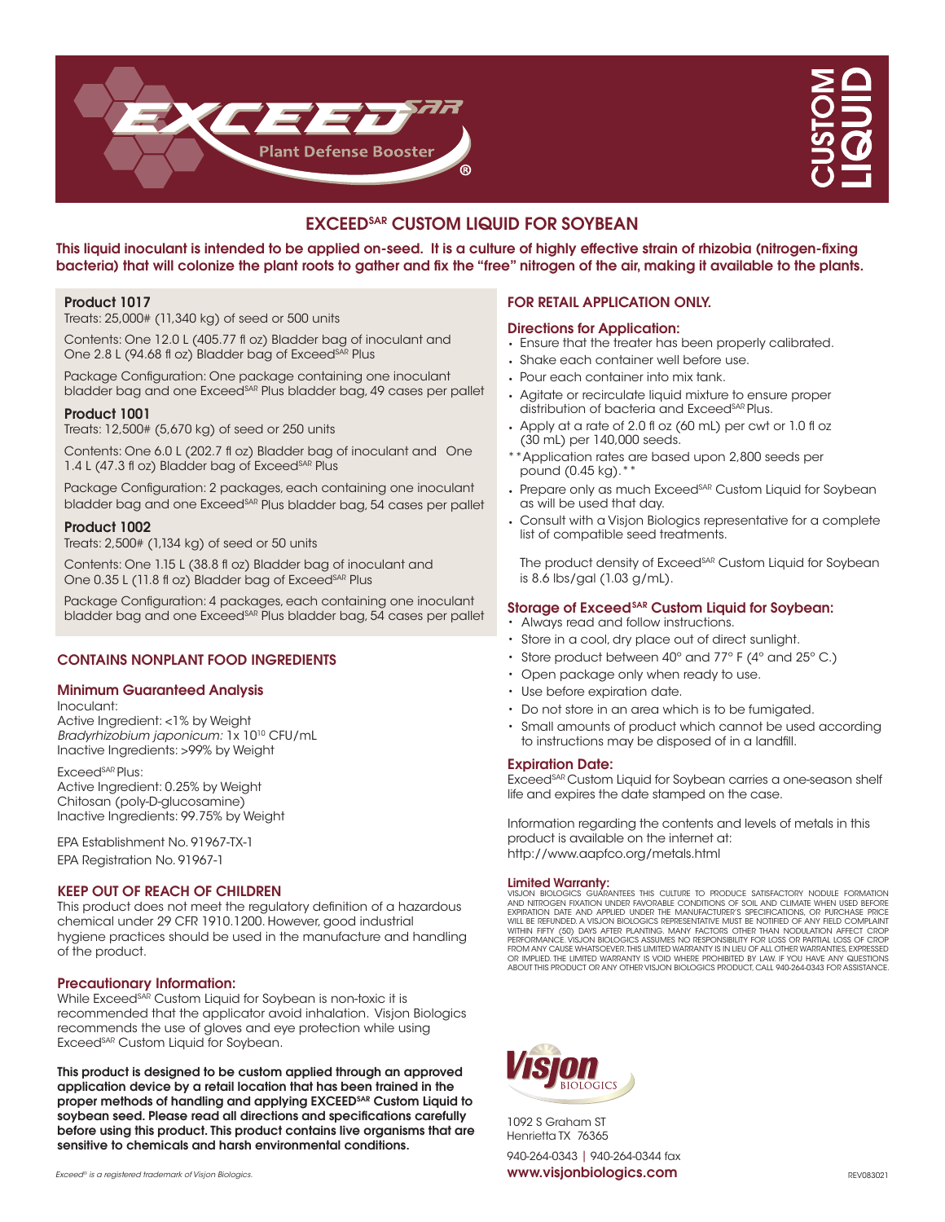# EXCEED[SAR] CUSTOM LIQUID

Plant Defense Booster

## EXCEED[SAR] CUSTOM LIQUID FOR SOYBEAN

**This liquid inoculant is intended to be applied on-seed. It is a culture of highly effective strain of rhizobia (nitrogen-fixing bacteria) that will colonize the plant roots to gather and fix the "free" nitrogen of the air, making it available to the plants.**

### Product 1017

Treats: 25,000# (11,340 kg) of seed or 500 units

Contents: One 12.0 L (405.77 fl oz) Bladder bag of inoculant and One 2.8 L (94.68 fl oz) Bladder bag of Exceed[SAR] Plus

Package Configuration: One package containing one inoculant bladder bag and one Exceed[SAR] Plus bladder bag, 49 cases per pallet

### Product 1001

Treats: 12,500# (5,670 kg) of seed or 250 units

Contents: One 6.0 L (202.7 fl oz) Bladder bag of inoculant and One 1.4 L (47.3 fl oz) Bladder bag of Exceed[SAR] Plus

Package Configuration: 2 packages, each containing one inoculant bladder bag and one Exceed[SAR] Plus bladder bag, 54 cases per pallet

### Product 1002

Treats: 2,500# (1,134 kg) of seed or 50 units

Contents: One 1.15 L (38.8 fl oz) Bladder bag of inoculant and One 0.35 L (11.8 fl oz) Bladder bag of Exceed[SAR] Plus

Package Configuration: 4 packages, each containing one inoculant bladder bag and one Exceed[SAR] Plus bladder bag, 54 cases per pallet

### CONTAINS NONPLANT FOOD INGREDIENTS

### Minimum Guaranteed Analysis

Inoculant:
Active Ingredient: <1% by Weight
*Bradyrhizobium japonicum:* $1 \times 10^{10}$ CFU/mL
Inactive Ingredients: >99% by Weight

Exceed[SAR] Plus:
Active Ingredient: 0.25% by Weight
Chitosan (poly-D-glucosamine)
Inactive Ingredients: 99.75% by Weight

EPA Establishment No. 91967-TX-1

EPA Registration No. 91967-1

### KEEP OUT OF REACH OF CHILDREN

This product does not meet the regulatory definition of a hazardous chemical under 29 CFR 1910.1200. However, good industrial hygiene practices should be used in the manufacture and handling of the product.

### Precautionary Information:

While Exceed[SAR] Custom Liquid for Soybean is non-toxic it is recommended that the applicator avoid inhalation. Visjon Biologics recommends the use of gloves and eye protection while using Exceed[SAR] Custom Liquid for Soybean.

**This product is designed to be custom applied through an approved application device by a retail location that has been trained in the proper methods of handling and applying EXCEED[SAR] Custom Liquid to soybean seed. Please read all directions and specifications carefully before using this product. This product contains live organisms that are sensitive to chemicals and harsh environmental conditions.**

### FOR RETAIL APPLICATION ONLY.

### Directions for Application:

- Ensure that the treater has been properly calibrated.
- Shake each container well before use.
- Pour each container into mix tank.
- Agitate or recirculate liquid mixture to ensure proper distribution of bacteria and Exceed[SAR] Plus.
- Apply at a rate of 2.0 fl oz (60 mL) per cwt or 1.0 fl oz (30 mL) per 140,000 seeds.

**Application rates are based upon 2,800 seeds per pound (0.45 kg).**

- Prepare only as much Exceed[SAR] Custom Liquid for Soybean as will be used that day.
- Consult with a Visjon Biologics representative for a complete list of compatible seed treatments.

The product density of Exceed[SAR] Custom Liquid for Soybean is 8.6 lbs/gal (1.03 g/mL).

### Storage of Exceed[SAR] Custom Liquid for Soybean:

- Always read and follow instructions.
- Store in a cool, dry place out of direct sunlight.
- Store product between 40° and 77° F (4° and 25° C.)
- Open package only when ready to use.
- Use before expiration date.
- Do not store in an area which is to be fumigated.
- Small amounts of product which cannot be used according to instructions may be disposed of in a landfill.

### Expiration Date:

Exceed[SAR] Custom Liquid for Soybean carries a one-season shelf life and expires the date stamped on the case.

Information regarding the contents and levels of metals in this product is available on the internet at: http://www.aapfco.org/metals.html

### Limited Warranty:

VISJON BIOLOGICS GUARANTEES THIS CULTURE TO PRODUCE SATISFACTORY NODULE FORMATION AND NITROGEN FIXATION UNDER FAVORABLE CONDITIONS OF SOIL AND CLIMATE WHEN USED BEFORE EXPIRATION DATE AND APPLIED UNDER THE MANUFACTURER'S SPECIFICATIONS, OR PURCHASE PRICE WILL BE REFUNDED. A VISJON BIOLOGICS REPRESENTATIVE MUST BE NOTIFIED OF ANY FIELD COMPLAINT WITHIN FIFTY (50) DAYS AFTER PLANTING. MANY FACTORS OTHER THAN NODULATION AFFECT CROP PERFORMANCE. VISJON BIOLOGICS ASSUMES NO RESPONSIBILITY FOR LOSS OR PARTIAL LOSS OF CROP FROM ANY CAUSE WHATSOEVER. THIS LIMITED WARRANTY IS IN LIEU OF ALL OTHER WARRANTIES, EXPRESSED OR IMPLIED. THE LIMITED WARRANTY IS VOID WHERE PROHIBITED BY LAW. IF YOU HAVE ANY QUESTIONS ABOUT THIS PRODUCT OR ANY OTHER VISJON BIOLOGICS PRODUCT, CALL 940-264-0343 FOR ASSISTANCE.

Visjon BIOLOGICS

1092 S Graham ST
Henrietta TX 76365

940-264-0343 | 940-264-0344 fax
**www.visjonbiologics.com**

*Exceed® is a registered trademark of Visjon Biologics.*

REV083021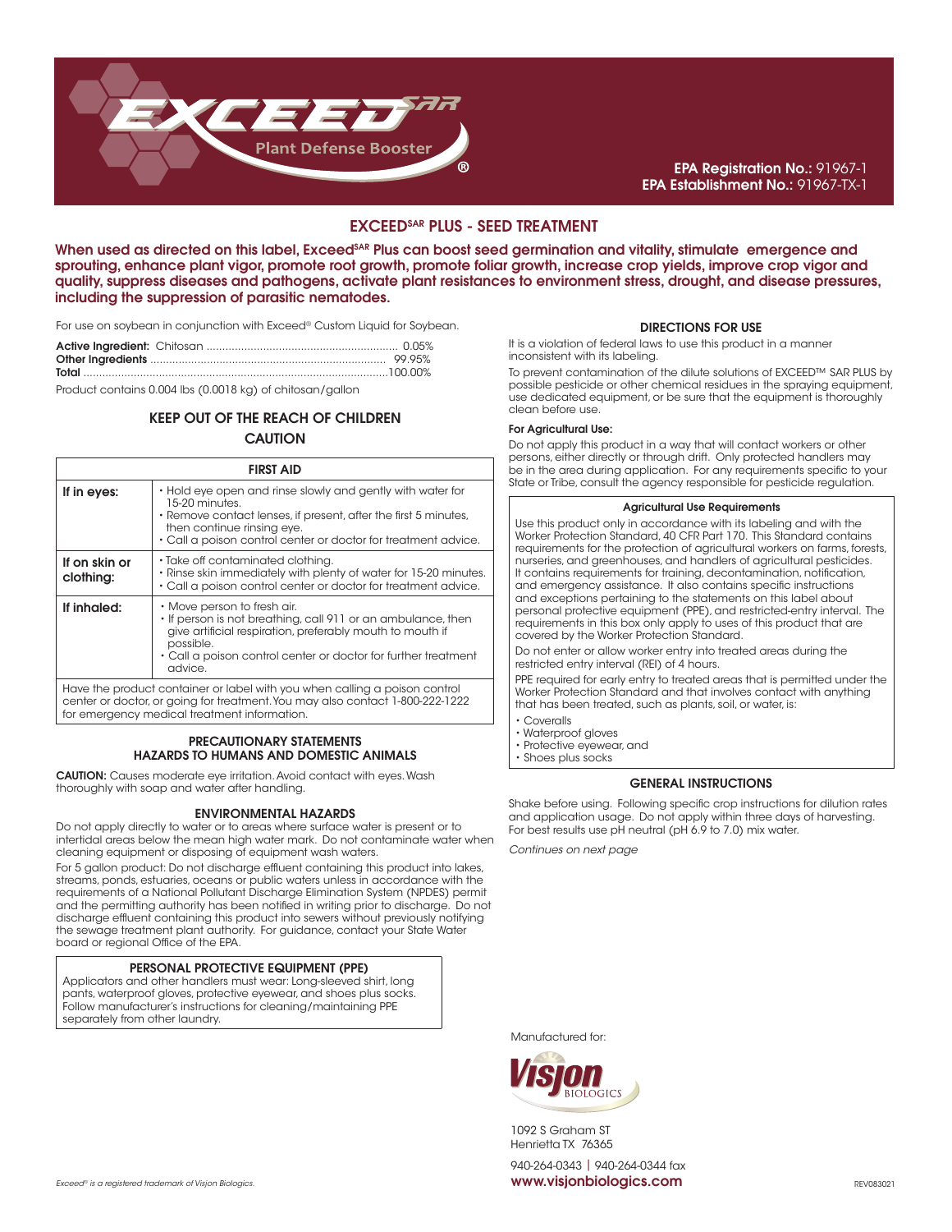EXCEED SAR

Plant Defense Booster

**EPA Registration No.:** 91967-1
**EPA Establishment No.:** 91967-TX-1

## EXCEED SAR PLUS - SEED TREATMENT

**When used as directed on this label, Exceed SAR Plus can boost seed germination and vitality, stimulate emergence and sprouting, enhance plant vigor, promote root growth, promote foliar growth, increase crop yields, improve crop vigor and quality, suppress diseases and pathogens, activate plant resistances to environment stress, drought, and disease pressures, including the suppression of parasitic nematodes.**

For use on soybean in conjunction with Exceed® Custom Liquid for Soybean.

**Active Ingredient:** Chitosan ............................................................. 0.05%
**Other Ingredients** ........................................................................... 99.95%
**Total** ................................................................................................ 100.00%

Product contains 0.004 lbs (0.0018 kg) of chitosan/gallon

### KEEP OUT OF THE REACH OF CHILDREN

### CAUTION

| FIRST AID | |
|---|---|
| **If in eyes:** | • Hold eye open and rinse slowly and gently with water for 15-20 minutes.<br>• Remove contact lenses, if present, after the first 5 minutes, then continue rinsing eye.<br>• Call a poison control center or doctor for treatment advice. |
| **If on skin or clothing:** | • Take off contaminated clothing.<br>• Rinse skin immediately with plenty of water for 15-20 minutes.<br>• Call a poison control center or doctor for treatment advice. |
| **If inhaled:** | • Move person to fresh air.<br>• If person is not breathing, call 911 or an ambulance, then give artificial respiration, preferably mouth to mouth if possible.<br>• Call a poison control center or doctor for further treatment advice. |
| Have the product container or label with you when calling a poison control center or doctor, or going for treatment. You may also contact 1-800-222-1222 for emergency medical treatment information. | |

### PRECAUTIONARY STATEMENTS
### HAZARDS TO HUMANS AND DOMESTIC ANIMALS

**CAUTION:** Causes moderate eye irritation. Avoid contact with eyes. Wash thoroughly with soap and water after handling.

### ENVIRONMENTAL HAZARDS

Do not apply directly to water or to areas where surface water is present or to intertidal areas below the mean high water mark. Do not contaminate water when cleaning equipment or disposing of equipment wash waters.

For 5 gallon product: Do not discharge effluent containing this product into lakes, streams, ponds, estuaries, oceans or public waters unless in accordance with the requirements of a National Pollutant Discharge Elimination System (NPDES) permit and the permitting authority has been notified in writing prior to discharge. Do not discharge effluent containing this product into sewers without previously notifying the sewage treatment plant authority. For guidance, contact your State Water board or regional Office of the EPA.

### PERSONAL PROTECTIVE EQUIPMENT (PPE)

Applicators and other handlers must wear: Long-sleeved shirt, long pants, waterproof gloves, protective eyewear, and shoes plus socks. Follow manufacturer's instructions for cleaning/maintaining PPE separately from other laundry.

### DIRECTIONS FOR USE

It is a violation of federal laws to use this product in a manner inconsistent with its labeling.

To prevent contamination of the dilute solutions of EXCEED™ SAR PLUS by possible pesticide or other chemical residues in the spraying equipment, use dedicated equipment, or be sure that the equipment is thoroughly clean before use.

**For Agricultural Use:**

Do not apply this product in a way that will contact workers or other persons, either directly or through drift. Only protected handlers may be in the area during application. For any requirements specific to your State or Tribe, consult the agency responsible for pesticide regulation.

#### Agricultural Use Requirements

Use this product only in accordance with its labeling and with the Worker Protection Standard, 40 CFR Part 170. This Standard contains requirements for the protection of agricultural workers on farms, forests, nurseries, and greenhouses, and handlers of agricultural pesticides. It contains requirements for training, decontamination, notification, and emergency assistance. It also contains specific instructions and exceptions pertaining to the statements on this label about personal protective equipment (PPE), and restricted-entry interval. The requirements in this box only apply to uses of this product that are covered by the Worker Protection Standard.

Do not enter or allow worker entry into treated areas during the restricted entry interval (REI) of 4 hours.

PPE required for early entry to treated areas that is permitted under the Worker Protection Standard and that involves contact with anything that has been treated, such as plants, soil, or water, is:

- Coveralls
- Waterproof gloves
- Protective eyewear, and
- Shoes plus socks

### GENERAL INSTRUCTIONS

Shake before using. Following specific crop instructions for dilution rates and application usage. Do not apply within three days of harvesting. For best results use pH neutral (pH 6.9 to 7.0) mix water.

*Continues on next page*

Manufactured for:

Visjon BIOLOGICS

1092 S Graham ST
Henrietta TX 76365

940-264-0343 | 940-264-0344 fax
**www.visjonbiologics.com**

*Exceed® is a registered trademark of Visjon Biologics.*

REV083021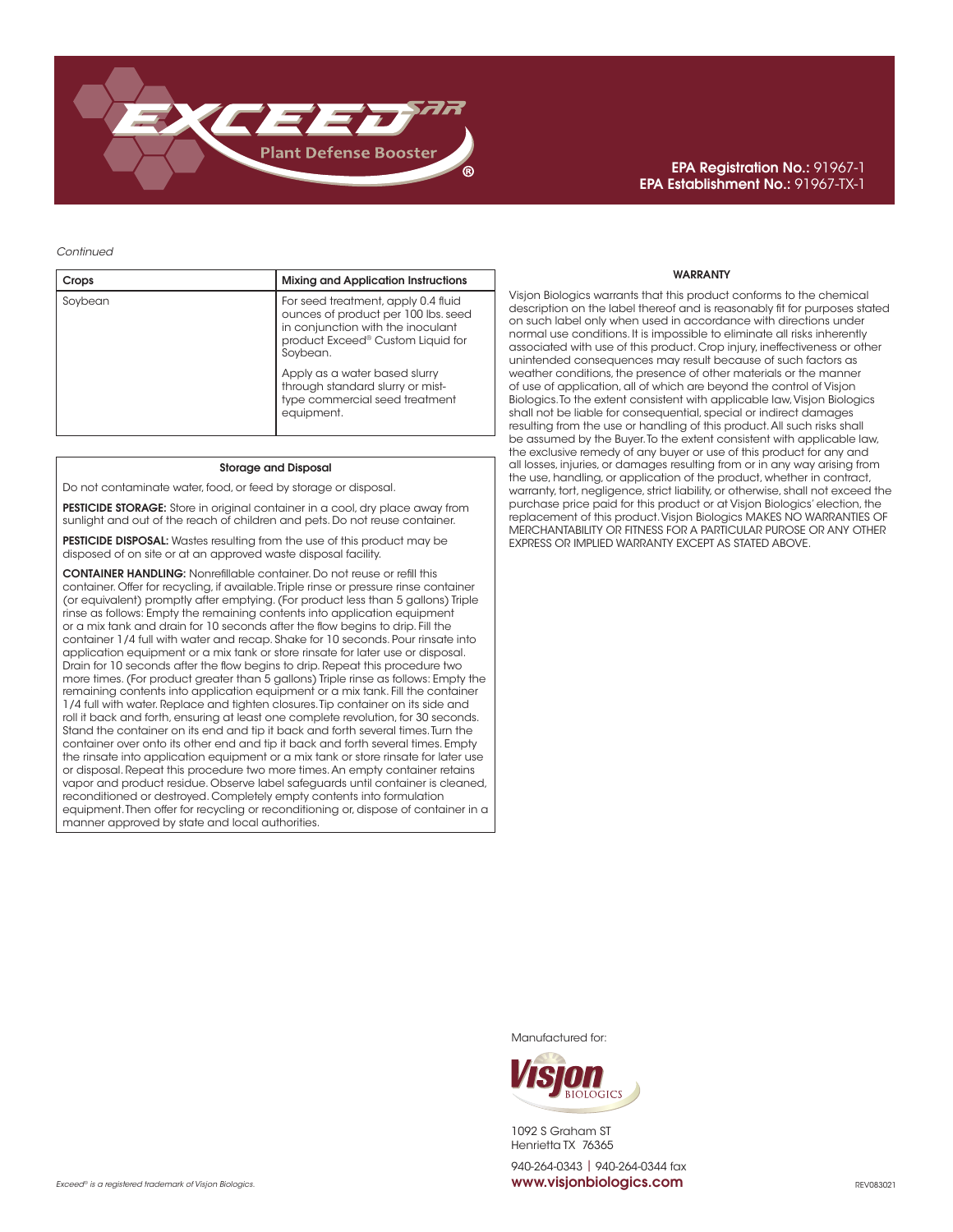EXCEED SAR

Plant Defense Booster®

**EPA Registration No.:** 91967-1
**EPA Establishment No.:** 91967-TX-1

*Continued*

| Crops | Mixing and Application Instructions |
| --- | --- |
| Soybean | For seed treatment, apply 0.4 fluid ounces of product per 100 lbs. seed in conjunction with the inoculant product Exceed® Custom Liquid for Soybean.<br><br>Apply as a water based slurry through standard slurry or mist-type commercial seed treatment equipment. |

### Storage and Disposal

Do not contaminate water, food, or feed by storage or disposal.

**PESTICIDE STORAGE:** Store in original container in a cool, dry place away from sunlight and out of the reach of children and pets. Do not reuse container.

**PESTICIDE DISPOSAL:** Wastes resulting from the use of this product may be disposed of on site or at an approved waste disposal facility.

**CONTAINER HANDLING:** Nonrefillable container. Do not reuse or refill this container. Offer for recycling, if available. Triple rinse or pressure rinse container (or equivalent) promptly after emptying. (For product less than 5 gallons) Triple rinse as follows: Empty the remaining contents into application equipment or a mix tank and drain for 10 seconds after the flow begins to drip. Fill the container 1/4 full with water and recap. Shake for 10 seconds. Pour rinsate into application equipment or a mix tank or store rinsate for later use or disposal. Drain for 10 seconds after the flow begins to drip. Repeat this procedure two more times. (For product greater than 5 gallons) Triple rinse as follows: Empty the remaining contents into application equipment or a mix tank. Fill the container 1/4 full with water. Replace and tighten closures. Tip container on its side and roll it back and forth, ensuring at least one complete revolution, for 30 seconds. Stand the container on its end and tip it back and forth several times. Turn the container over onto its other end and tip it back and forth several times. Empty the rinsate into application equipment or a mix tank or store rinsate for later use or disposal. Repeat this procedure two more times. An empty container retains vapor and product residue. Observe label safeguards until container is cleaned, reconditioned or destroyed. Completely empty contents into formulation equipment. Then offer for recycling or reconditioning or, dispose of container in a manner approved by state and local authorities.

### WARRANTY

Visjon Biologics warrants that this product conforms to the chemical description on the label thereof and is reasonably fit for purposes stated on such label only when used in accordance with directions under normal use conditions. It is impossible to eliminate all risks inherently associated with use of this product. Crop injury, ineffectiveness or other unintended consequences may result because of such factors as weather conditions, the presence of other materials or the manner of use of application, all of which are beyond the control of Visjon Biologics. To the extent consistent with applicable law, Visjon Biologics shall not be liable for consequential, special or indirect damages resulting from the use or handling of this product. All such risks shall be assumed by the Buyer. To the extent consistent with applicable law, the exclusive remedy of any buyer or use of this product for any and all losses, injuries, or damages resulting from or in any way arising from the use, handling, or application of the product, whether in contract, warranty, tort, negligence, strict liability, or otherwise, shall not exceed the purchase price paid for this product or at Visjon Biologics' election, the replacement of this product. Visjon Biologics MAKES NO WARRANTIES OF MERCHANTABILITY OR FITNESS FOR A PARTICULAR PUROSE OR ANY OTHER EXPRESS OR IMPLIED WARRANTY EXCEPT AS STATED ABOVE.

Manufactured for:

Visjon BIOLOGICS

1092 S Graham ST
Henrietta TX 76365

940-264-0343 | 940-264-0344 fax
**www.visjonbiologics.com**

*Exceed® is a registered trademark of Visjon Biologics.*

REV083021